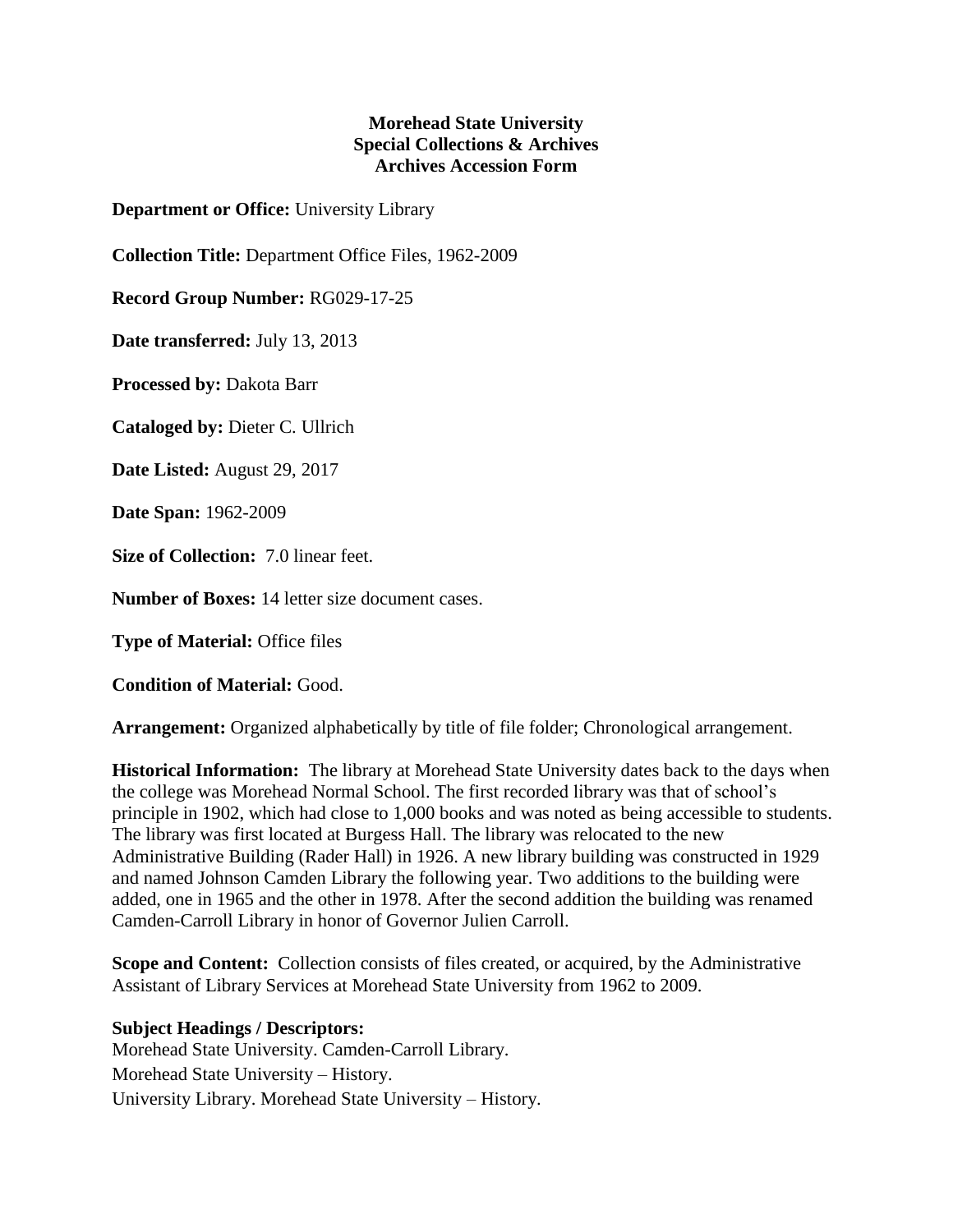# Morehead State University
## Special Collections & Archives
## Archives Accession Form

**Department or Office:** University Library

**Collection Title:** Department Office Files, 1962-2009

**Record Group Number:** RG029-17-25

**Date transferred:** July 13, 2013

**Processed by:** Dakota Barr

**Cataloged by:** Dieter C. Ullrich

**Date Listed:** August 29, 2017

**Date Span:** 1962-2009

**Size of Collection:** 7.0 linear feet.

**Number of Boxes:** 14 letter size document cases.

**Type of Material:** Office files

**Condition of Material:** Good.

**Arrangement:** Organized alphabetically by title of file folder; Chronological arrangement.

**Historical Information:** The library at Morehead State University dates back to the days when the college was Morehead Normal School. The first recorded library was that of school's principle in 1902, which had close to 1,000 books and was noted as being accessible to students. The library was first located at Burgess Hall. The library was relocated to the new Administrative Building (Rader Hall) in 1926. A new library building was constructed in 1929 and named Johnson Camden Library the following year. Two additions to the building were added, one in 1965 and the other in 1978. After the second addition the building was renamed Camden-Carroll Library in honor of Governor Julien Carroll.

**Scope and Content:** Collection consists of files created, or acquired, by the Administrative Assistant of Library Services at Morehead State University from 1962 to 2009.

**Subject Headings / Descriptors:**

Morehead State University. Camden-Carroll Library.

Morehead State University – History.

University Library. Morehead State University – History.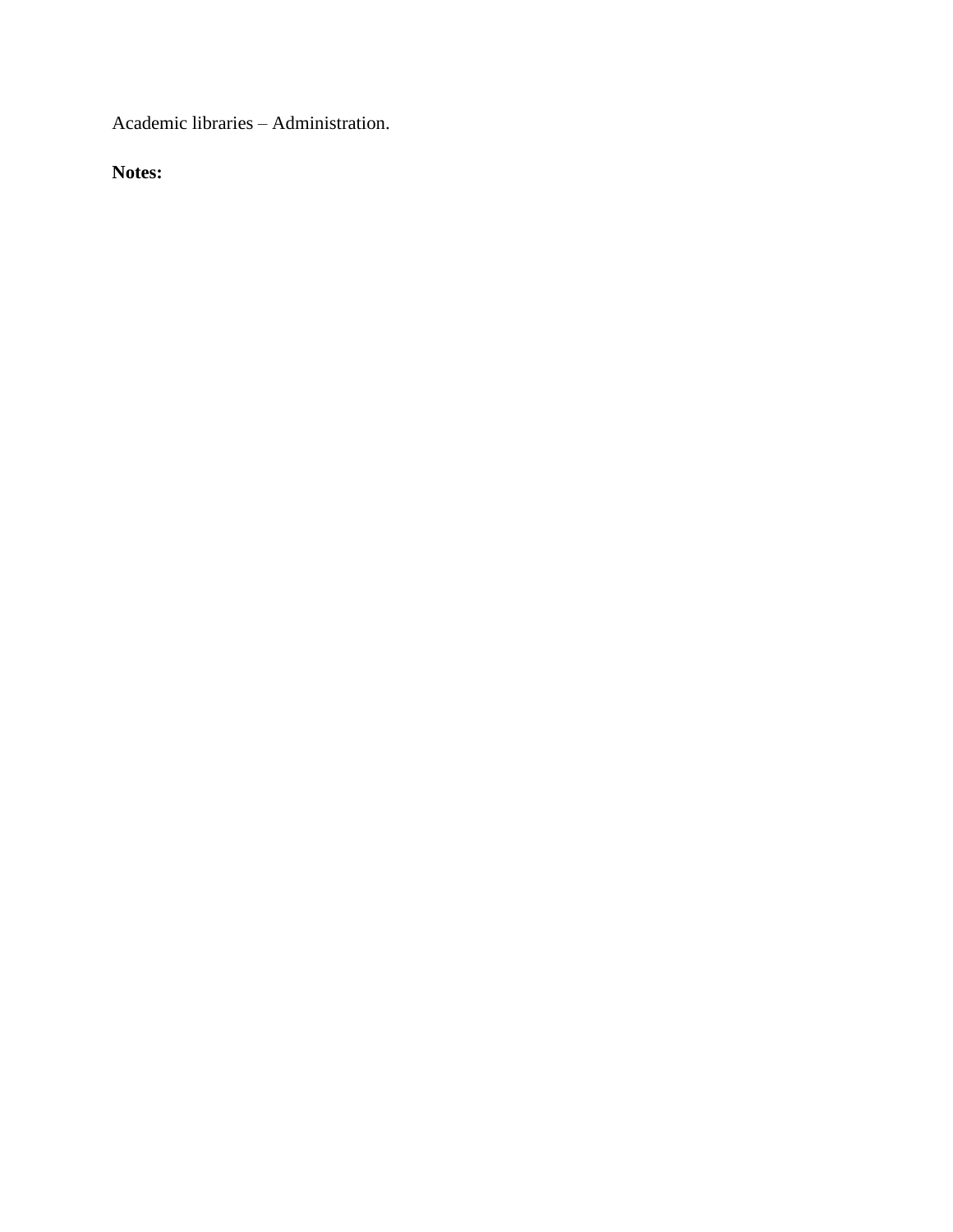Academic libraries – Administration.

**Notes:**